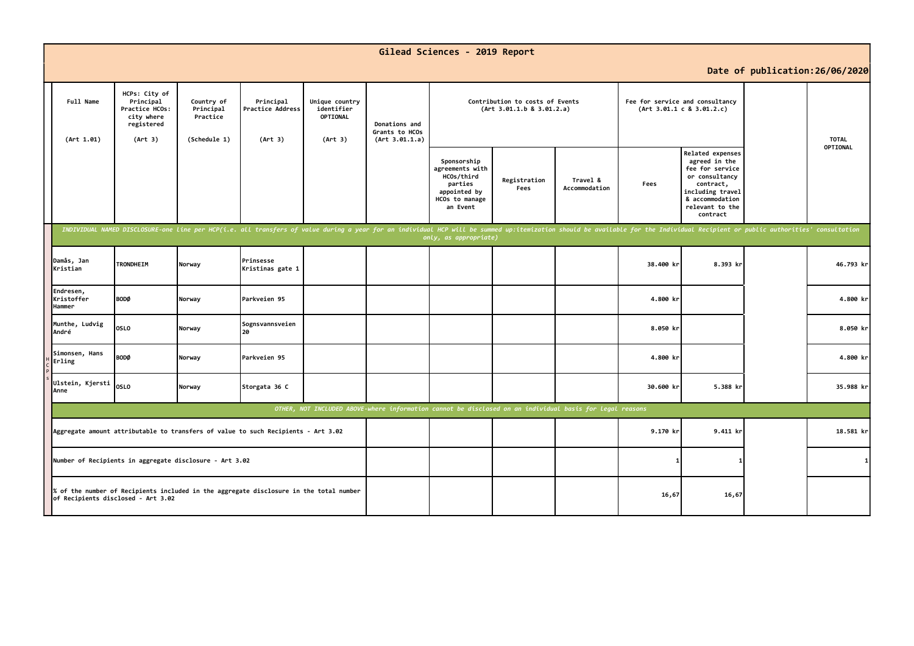# Gilead Sciences - 2019 Report

**Date of publication: 26/06/2020**

| | Full Name (Art 1.01) | HCPs: City of Principal Practice HCOs: city where registered (Art 3) | Country of Principal Practice (Schedule 1) | Principal Practice Address (Art 3) | Unique country identifier OPTIONAL (Art 3) | Donations and Grants to HCOs (Art 3.01.1.a) | Contribution to costs of Events (Art 3.01.1.b & 3.01.2.a) | | | Fee for service and consultancy (Art 3.01.1 c & 3.01.2.c) | | | TOTAL OPTIONAL |
|---|---|---|---|---|---|---|---|---|---|---|---|---|---|
| | | | | | | | Sponsorship agreements with HCOs/third parties appointed by HCOs to manage an Event | Registration Fees | Travel & Accommodation | Fees | Related expenses agreed in the fee for service or consultancy contract, including travel & accommodation relevant to the contract | | |
| | *INDIVIDUAL NAMED DISCLOSURE-one line per HCP(i.e. all transfers of value during a year for an individual HCP will be summed up:itemization should be available for the Individual Recipient or public authorities' consultation only, as appropriate)* | | | | | | | | | | | | |
| HCPs | Damås, Jan Kristian | TRONDHEIM | Norway | Prinsesse Kristinas gate 1 | | | | | | 38.400 kr | 8.393 kr | | 46.793 kr |
| HCPs | Endresen, Kristoffer Hammer | BODØ | Norway | Parkveien 95 | | | | | | 4.800 kr | | | 4.800 kr |
| HCPs | Munthe, Ludvig André | OSLO | Norway | Sognsvannsveien 20 | | | | | | 8.050 kr | | | 8.050 kr |
| HCPs | Simonsen, Hans Erling | BODØ | Norway | Parkveien 95 | | | | | | 4.800 kr | | | 4.800 kr |
| HCPs | Ulstein, Kjersti Anne | OSLO | Norway | Storgata 36 C | | | | | | 30.600 kr | 5.388 kr | | 35.988 kr |
| | *OTHER, NOT INCLUDED ABOVE-where information cannot be disclosed on an individual basis for legal reasons* | | | | | | | | | | | | |
| | Aggregate amount attributable to transfers of value to such Recipients - Art 3.02 | | | | | | | | | 9.170 kr | 9.411 kr | | 18.581 kr |
| | Number of Recipients in aggregate disclosure - Art 3.02 | | | | | | | | | 1 | 1 | | 1 |
| | % of the number of Recipients included in the aggregate disclosure in the total number of Recipients disclosed - Art 3.02 | | | | | | | | | 16,67 | 16,67 | | |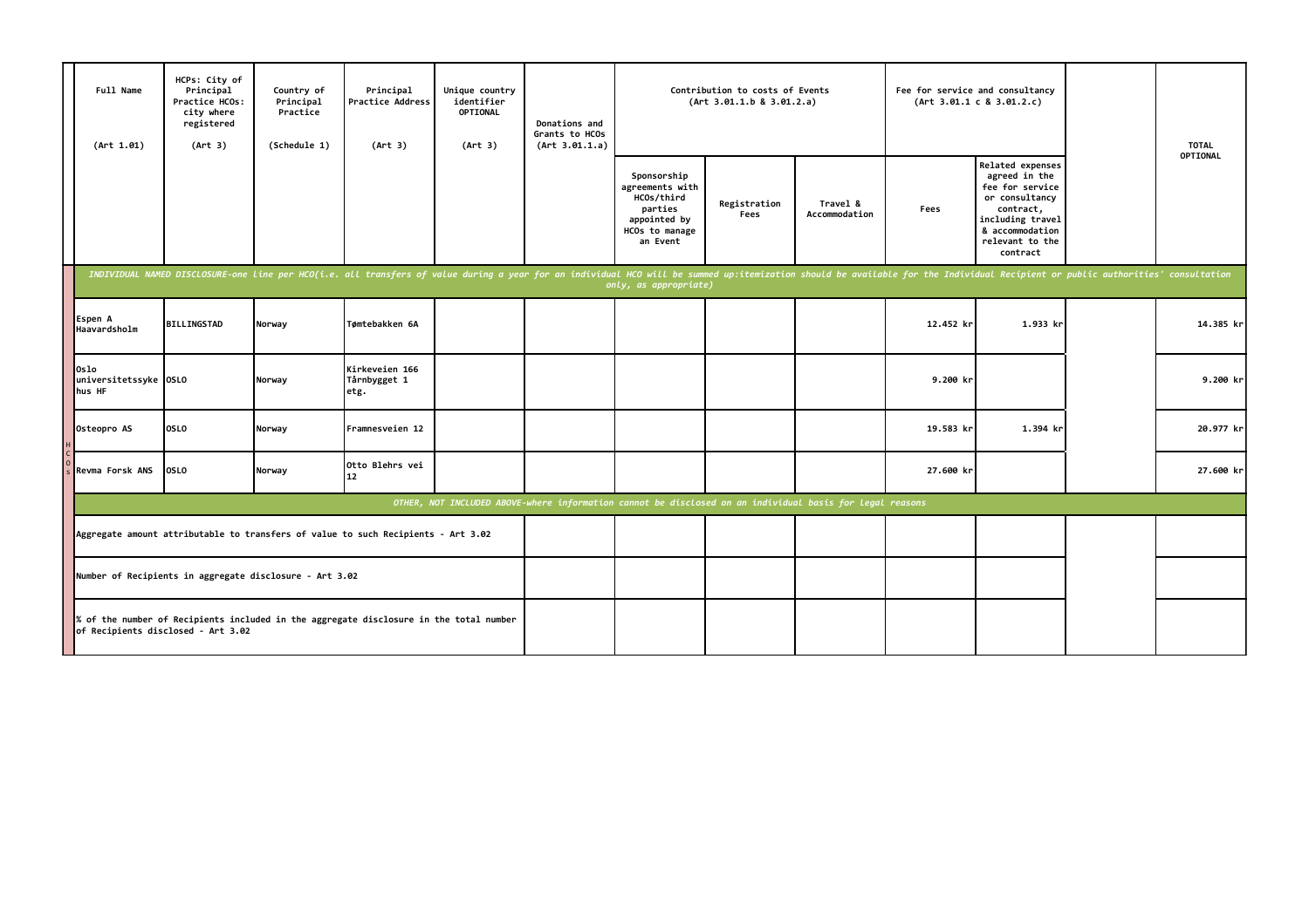| | Full Name (Art 1.01) | HCPs: City of Principal Practice HCOs: city where registered (Art 3) | Country of Principal Practice (Schedule 1) | Principal Practice Address (Art 3) | Unique country identifier OPTIONAL (Art 3) | Donations and Grants to HCOs (Art 3.01.1.a) | Contribution to costs of Events (Art 3.01.1.b & 3.01.2.a) | | | Fee for service and consultancy (Art 3.01.1 c & 3.01.2.c) | | | TOTAL OPTIONAL |
|---|---|---|---|---|---|---|---|---|---|---|---|---|---|
| | | | | | | | Sponsorship agreements with HCOs/third parties appointed by HCOs to manage an Event | Registration Fees | Travel & Accommodation | Fees | Related expenses agreed in the fee for service or consultancy contract, including travel & accommodation relevant to the contract | | |
| | *INDIVIDUAL NAMED DISCLOSURE-one line per HCO(i.e. all transfers of value during a year for an individual HCO will be summed up:itemization should be available for the Individual Recipient or public authorities' consultation only, as appropriate)* | | | | | | | | | | | | |
| HCOs | Espen A Haavardsholm | BILLINGSTAD | Norway | Tømtebakken 6A | | | | | | 12.452 kr | 1.933 kr | | 14.385 kr |
| | Oslo universitetssykehus HF | OSLO | Norway | Kirkeveien 166 Tårnbygget 1 etg. | | | | | | 9.200 kr | | | 9.200 kr |
| | Osteopro AS | OSLO | Norway | Framnesveien 12 | | | | | | 19.583 kr | 1.394 kr | | 20.977 kr |
| | Revma Forsk ANS | OSLO | Norway | Otto Blehrs vei 12 | | | | | | 27.600 kr | | | 27.600 kr |
| | *OTHER, NOT INCLUDED ABOVE-where information cannot be disclosed on an individual basis for legal reasons* | | | | | | | | | | | | |
| | Aggregate amount attributable to transfers of value to such Recipients - Art 3.02 | | | | | | | | | | | | |
| | Number of Recipients in aggregate disclosure - Art 3.02 | | | | | | | | | | | | |
| | % of the number of Recipients included in the aggregate disclosure in the total number of Recipients disclosed - Art 3.02 | | | | | | | | | | | | |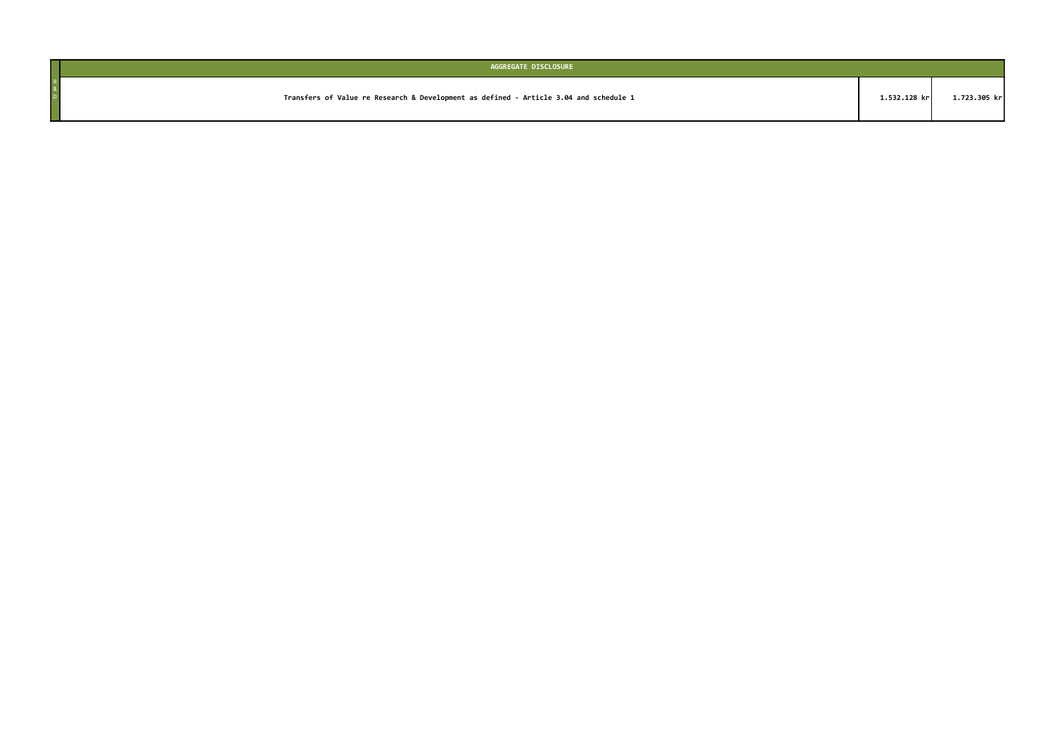| | AGGREGATE DISCLOSURE | | |
|---|---|---|---|
| R & D | Transfers of Value re Research & Development as defined - Article 3.04 and schedule 1 | 1.532.128 kr | 1.723.305 kr |